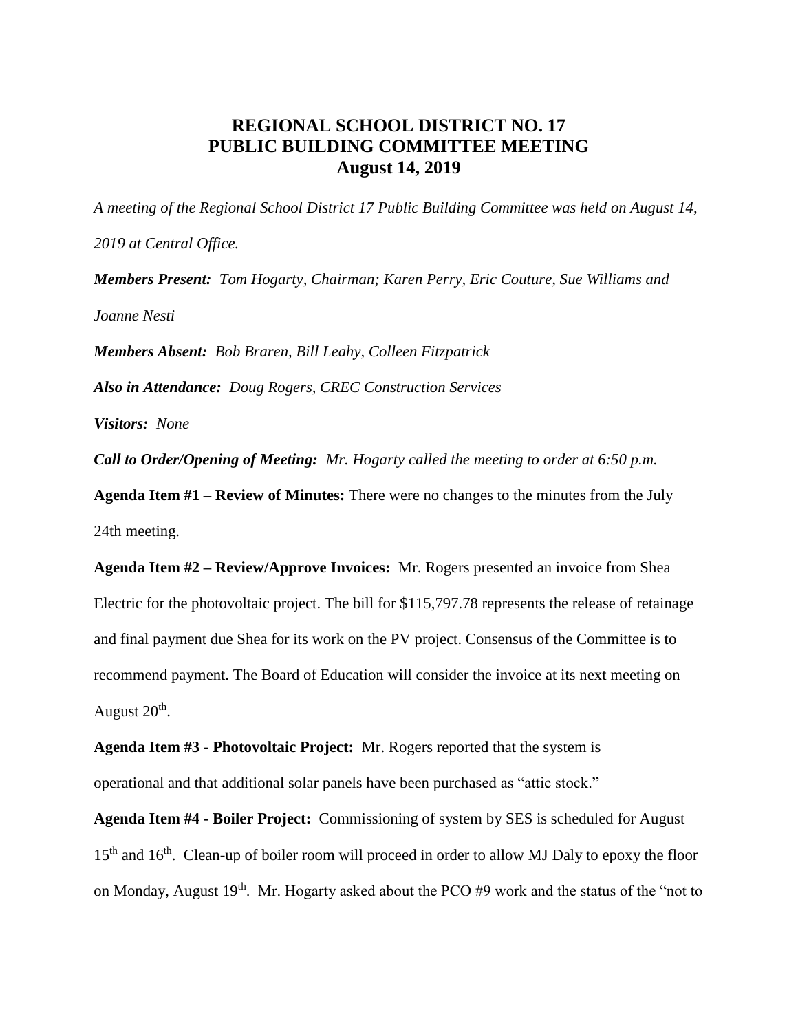# REGIONAL SCHOOL DISTRICT NO. 17
# PUBLIC BUILDING COMMITTEE MEETING
# August 14, 2019

*A meeting of the Regional School District 17 Public Building Committee was held on August 14, 2019 at Central Office.*

***Members Present:*** *Tom Hogarty, Chairman; Karen Perry, Eric Couture, Sue Williams and Joanne Nesti*

***Members Absent:*** *Bob Braren, Bill Leahy, Colleen Fitzpatrick*

***Also in Attendance:*** *Doug Rogers, CREC Construction Services*

***Visitors:*** *None*

***Call to Order/Opening of Meeting:*** *Mr. Hogarty called the meeting to order at 6:50 p.m.*

**Agenda Item #1 – Review of Minutes:** There were no changes to the minutes from the July 24th meeting.

**Agenda Item #2 – Review/Approve Invoices:** Mr. Rogers presented an invoice from Shea Electric for the photovoltaic project. The bill for $115,797.78 represents the release of retainage and final payment due Shea for its work on the PV project. Consensus of the Committee is to recommend payment. The Board of Education will consider the invoice at its next meeting on August 20th.

**Agenda Item #3 - Photovoltaic Project:** Mr. Rogers reported that the system is operational and that additional solar panels have been purchased as "attic stock."

**Agenda Item #4 - Boiler Project:** Commissioning of system by SES is scheduled for August 15th and 16th. Clean-up of boiler room will proceed in order to allow MJ Daly to epoxy the floor on Monday, August 19th. Mr. Hogarty asked about the PCO #9 work and the status of the "not to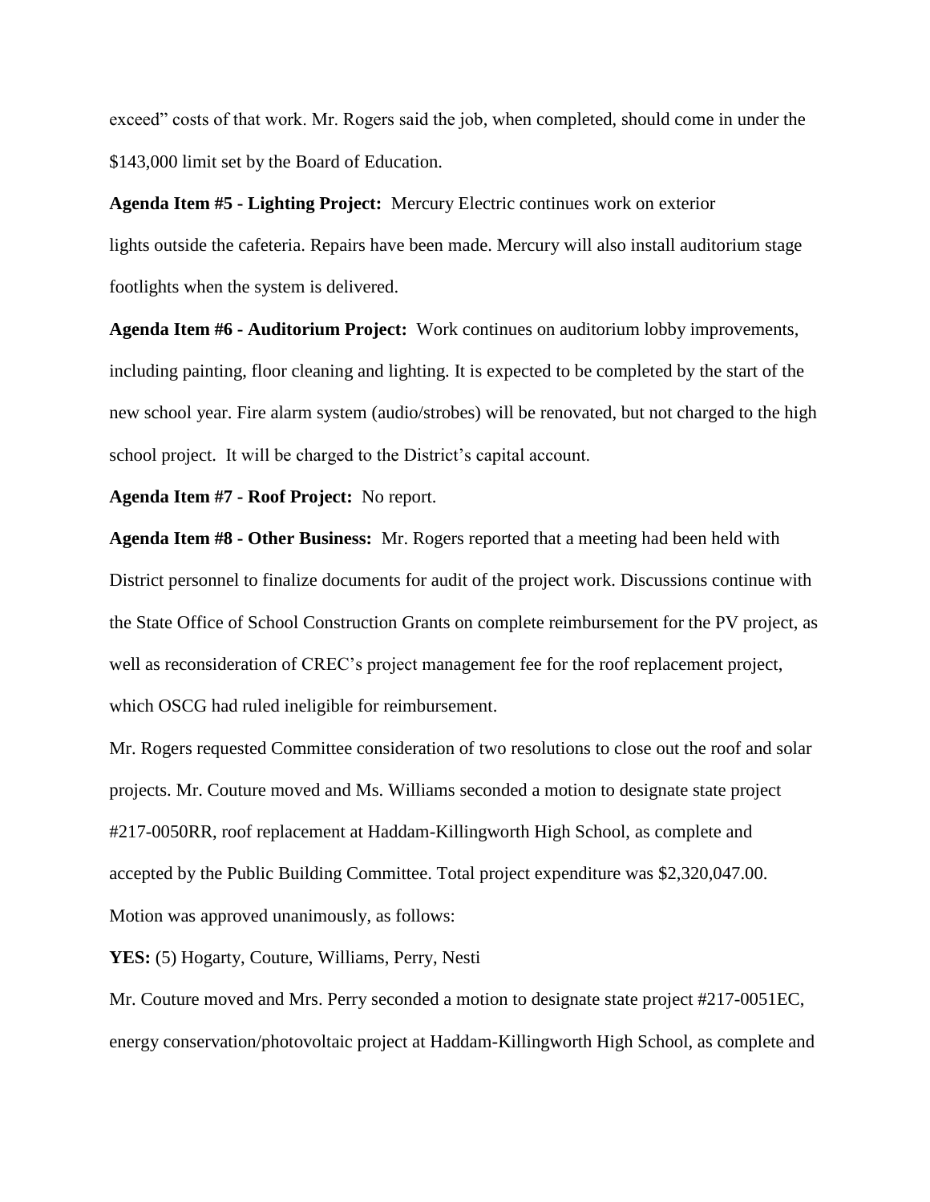exceed" costs of that work. Mr. Rogers said the job, when completed, should come in under the $143,000 limit set by the Board of Education.

**Agenda Item #5 - Lighting Project:** Mercury Electric continues work on exterior lights outside the cafeteria. Repairs have been made. Mercury will also install auditorium stage footlights when the system is delivered.

**Agenda Item #6 - Auditorium Project:** Work continues on auditorium lobby improvements, including painting, floor cleaning and lighting. It is expected to be completed by the start of the new school year. Fire alarm system (audio/strobes) will be renovated, but not charged to the high school project. It will be charged to the District's capital account.

**Agenda Item #7 - Roof Project:** No report.

**Agenda Item #8 - Other Business:** Mr. Rogers reported that a meeting had been held with District personnel to finalize documents for audit of the project work. Discussions continue with the State Office of School Construction Grants on complete reimbursement for the PV project, as well as reconsideration of CREC's project management fee for the roof replacement project, which OSCG had ruled ineligible for reimbursement.

Mr. Rogers requested Committee consideration of two resolutions to close out the roof and solar projects. Mr. Couture moved and Ms. Williams seconded a motion to designate state project #217-0050RR, roof replacement at Haddam-Killingworth High School, as complete and accepted by the Public Building Committee. Total project expenditure was $2,320,047.00. Motion was approved unanimously, as follows:

**YES:** (5) Hogarty, Couture, Williams, Perry, Nesti

Mr. Couture moved and Mrs. Perry seconded a motion to designate state project #217-0051EC, energy conservation/photovoltaic project at Haddam-Killingworth High School, as complete and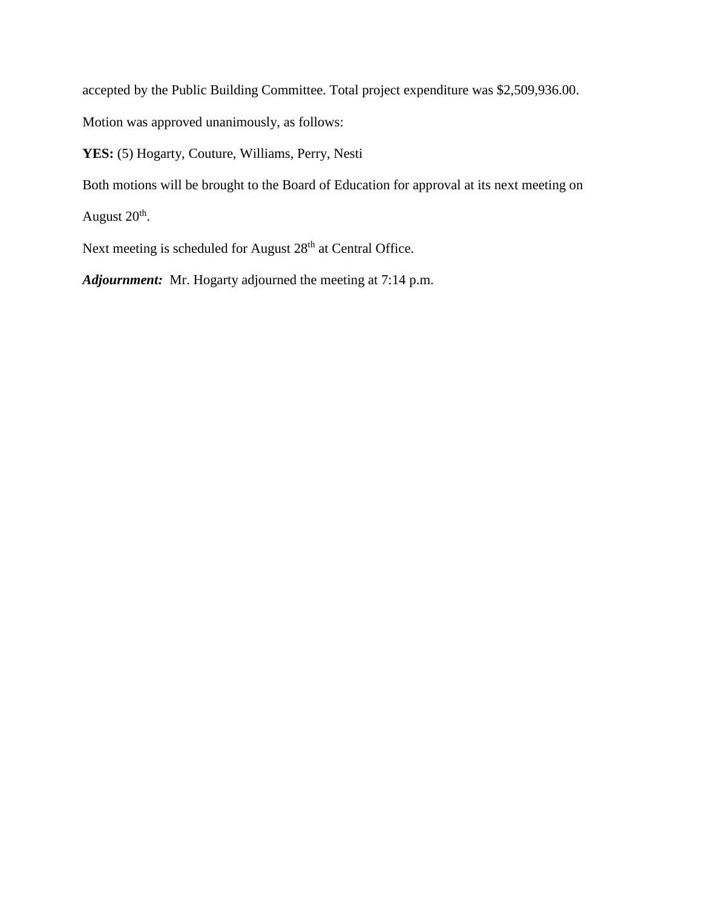accepted by the Public Building Committee. Total project expenditure was $2,509,936.00.

Motion was approved unanimously, as follows:

**YES:** (5) Hogarty, Couture, Williams, Perry, Nesti

Both motions will be brought to the Board of Education for approval at its next meeting on August 20th.

Next meeting is scheduled for August 28th at Central Office.

***Adjournment:*** Mr. Hogarty adjourned the meeting at 7:14 p.m.